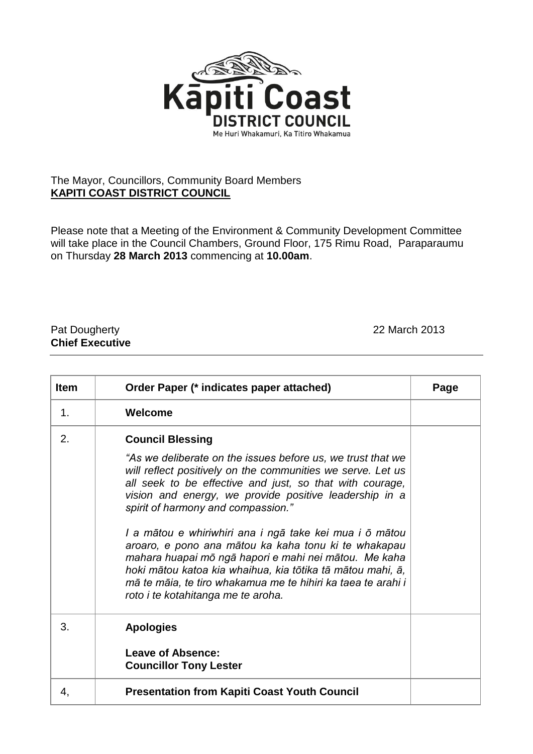Kāpiti Coast
DISTRICT COUNCIL
Me Huri Whakamuri, Ka Titiro Whakamua

The Mayor, Councillors, Community Board Members
**KAPITI COAST DISTRICT COUNCIL**

Please note that a Meeting of the Environment & Community Development Committee will take place in the Council Chambers, Ground Floor, 175 Rimu Road, Paraparaumu on Thursday **28 March 2013** commencing at **10.00am**.

Pat Dougherty
**Chief Executive**

22 March 2013

| Item | Order Paper (* indicates paper attached) | Page |
|---|---|---|
| 1. | **Welcome** | |
| 2. | **Council Blessing**<br>*"As we deliberate on the issues before us, we trust that we will reflect positively on the communities we serve. Let us all seek to be effective and just, so that with courage, vision and energy, we provide positive leadership in a spirit of harmony and compassion."*<br>*I a mātou e whiriwhiri ana i ngā take kei mua i ō mātou aroaro, e pono ana mātou ka kaha tonu ki te whakapau mahara huapai mō ngā hapori e mahi nei mātou. Me kaha hoki mātou katoa kia whaihua, kia tōtika tā mātou mahi, ā, mā te māia, te tiro whakamua me te hihiri ka taea te arahi i roto i te kotahitanga me te aroha.* | |
| 3. | **Apologies**<br>**Leave of Absence:**<br>**Councillor Tony Lester** | |
| 4, | **Presentation from Kapiti Coast Youth Council** | |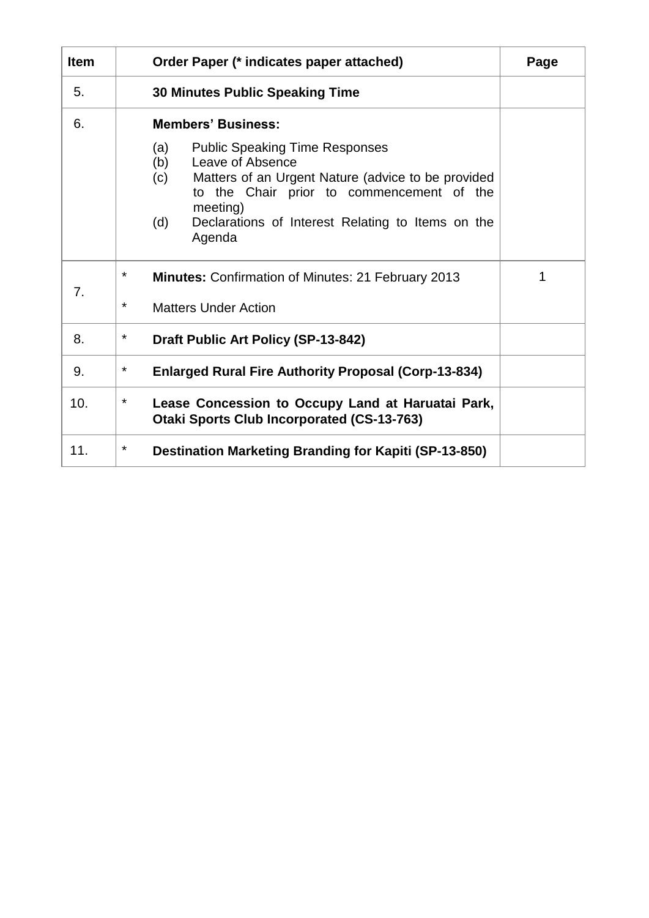| Item | Order Paper (* indicates paper attached) | Page |
|---|---|---|
| 5. | **30 Minutes Public Speaking Time** | |
| 6. | **Members' Business:**<br>(a) Public Speaking Time Responses<br>(b) Leave of Absence<br>(c) Matters of an Urgent Nature (advice to be provided to the Chair prior to commencement of the meeting)<br>(d) Declarations of Interest Relating to Items on the Agenda | |
| 7. | * **Minutes:** Confirmation of Minutes: 21 February 2013<br>* Matters Under Action | 1 |
| 8. | * **Draft Public Art Policy (SP-13-842)** | |
| 9. | * **Enlarged Rural Fire Authority Proposal (Corp-13-834)** | |
| 10. | * **Lease Concession to Occupy Land at Haruatai Park, Otaki Sports Club Incorporated (CS-13-763)** | |
| 11. | * **Destination Marketing Branding for Kapiti (SP-13-850)** | |